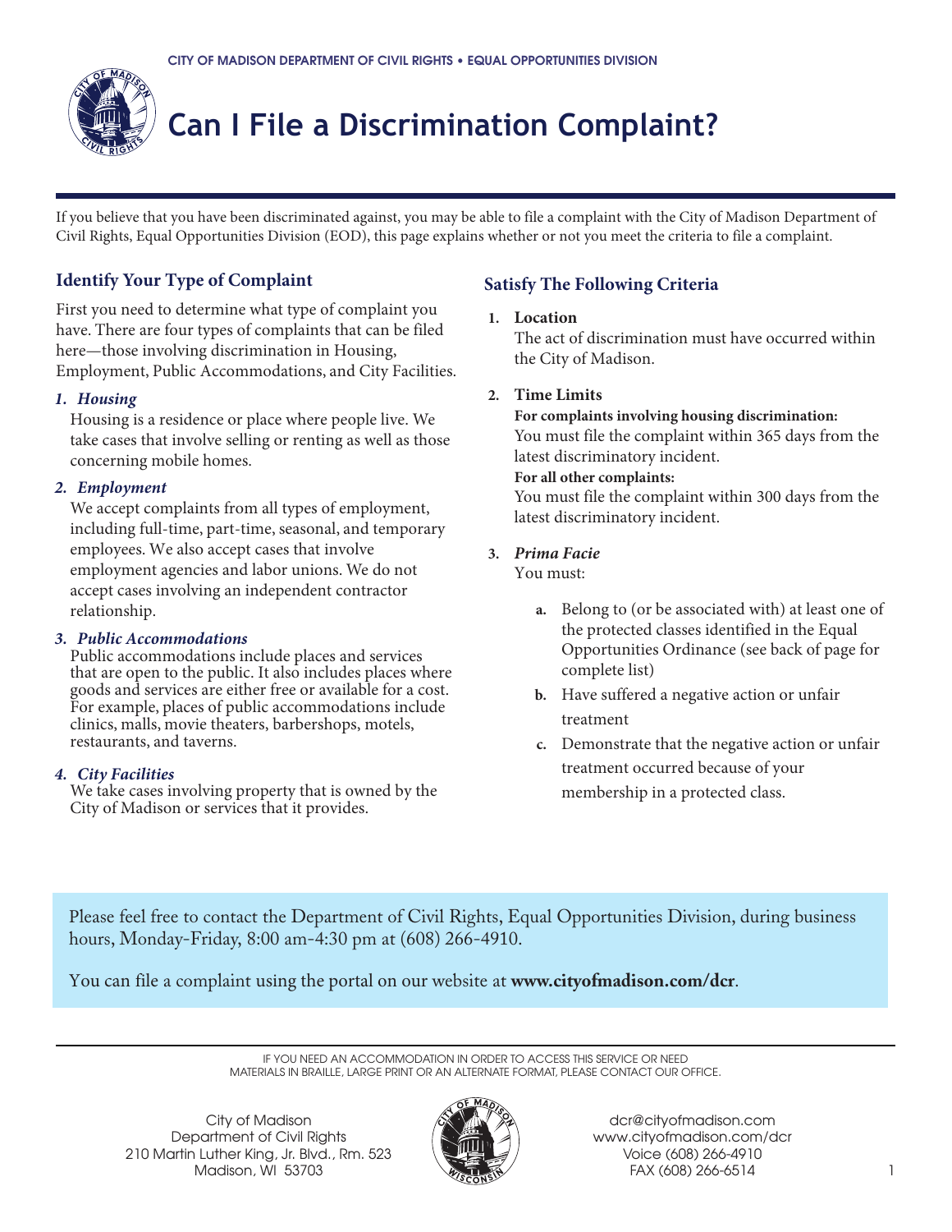CITY OF MADISON DEPARTMENT OF CIVIL RIGHTS • EQUAL OPPORTUNITIES DIVISION

# Can I File a Discrimination Complaint?

If you believe that you have been discriminated against, you may be able to file a complaint with the City of Madison Department of Civil Rights, Equal Opportunities Division (EOD), this page explains whether or not you meet the criteria to file a complaint.

## Identify Your Type of Complaint

First you need to determine what type of complaint you have. There are four types of complaints that can be filed here—those involving discrimination in Housing, Employment, Public Accommodations, and City Facilities.

### *1. Housing*

Housing is a residence or place where people live. We take cases that involve selling or renting as well as those concerning mobile homes.

### *2. Employment*

We accept complaints from all types of employment, including full-time, part-time, seasonal, and temporary employees. We also accept cases that involve employment agencies and labor unions. We do not accept cases involving an independent contractor relationship.

### *3. Public Accommodations*

Public accommodations include places and services that are open to the public. It also includes places where goods and services are either free or available for a cost. For example, places of public accommodations include clinics, malls, movie theaters, barbershops, motels, restaurants, and taverns.

### *4. City Facilities*

We take cases involving property that is owned by the City of Madison or services that it provides.

## Satisfy The Following Criteria

1. **Location**
   The act of discrimination must have occurred within the City of Madison.

2. **Time Limits**
   **For complaints involving housing discrimination:**
   You must file the complaint within 365 days from the latest discriminatory incident.
   **For all other complaints:**
   You must file the complaint within 300 days from the latest discriminatory incident.

3. ***Prima Facie***
   You must:

   a. Belong to (or be associated with) at least one of the protected classes identified in the Equal Opportunities Ordinance (see back of page for complete list)
   b. Have suffered a negative action or unfair treatment
   c. Demonstrate that the negative action or unfair treatment occurred because of your membership in a protected class.

Please feel free to contact the Department of Civil Rights, Equal Opportunities Division, during business hours, Monday-Friday, 8:00 am-4:30 pm at (608) 266-4910.

You can file a complaint using the portal on our website at **www.cityofmadison.com/dcr**.

IF YOU NEED AN ACCOMMODATION IN ORDER TO ACCESS THIS SERVICE OR NEED MATERIALS IN BRAILLE, LARGE PRINT OR AN ALTERNATE FORMAT, PLEASE CONTACT OUR OFFICE.

City of Madison
Department of Civil Rights
210 Martin Luther King, Jr. Blvd., Rm. 523
Madison, WI 53703

dcr@cityofmadison.com
www.cityofmadison.com/dcr
Voice (608) 266-4910
FAX (608) 266-6514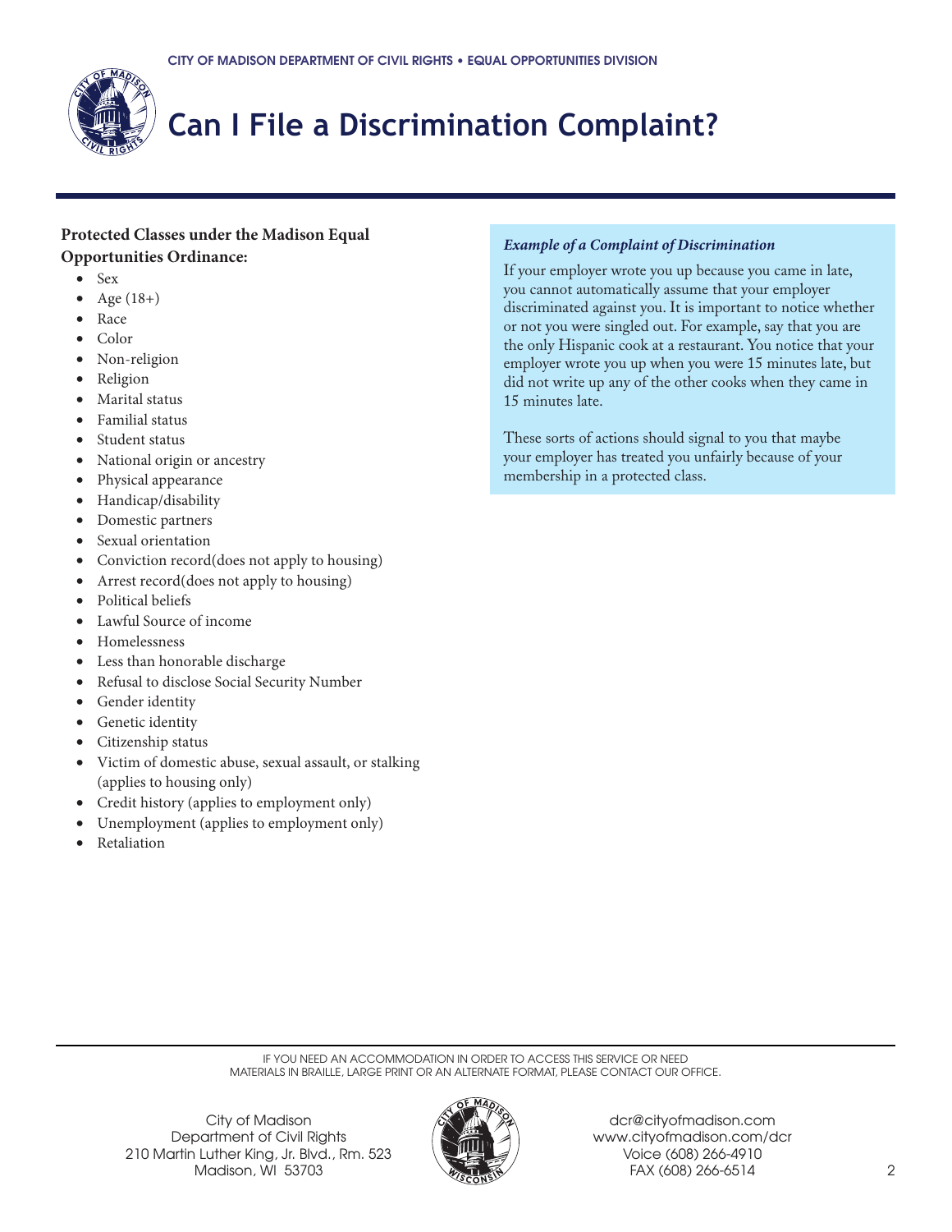# Can I File a Discrimination Complaint?

**Protected Classes under the Madison Equal Opportunities Ordinance:**

- Sex
- Age (18+)
- Race
- Color
- Non-religion
- Religion
- Marital status
- Familial status
- Student status
- National origin or ancestry
- Physical appearance
- Handicap/disability
- Domestic partners
- Sexual orientation
- Conviction record(does not apply to housing)
- Arrest record(does not apply to housing)
- Political beliefs
- Lawful Source of income
- Homelessness
- Less than honorable discharge
- Refusal to disclose Social Security Number
- Gender identity
- Genetic identity
- Citizenship status
- Victim of domestic abuse, sexual assault, or stalking (applies to housing only)
- Credit history (applies to employment only)
- Unemployment (applies to employment only)
- Retaliation

***Example of a Complaint of Discrimination***

If your employer wrote you up because you came in late, you cannot automatically assume that your employer discriminated against you. It is important to notice whether or not you were singled out. For example, say that you are the only Hispanic cook at a restaurant. You notice that your employer wrote you up when you were 15 minutes late, but did not write up any of the other cooks when they came in 15 minutes late.

These sorts of actions should signal to you that maybe your employer has treated you unfairly because of your membership in a protected class.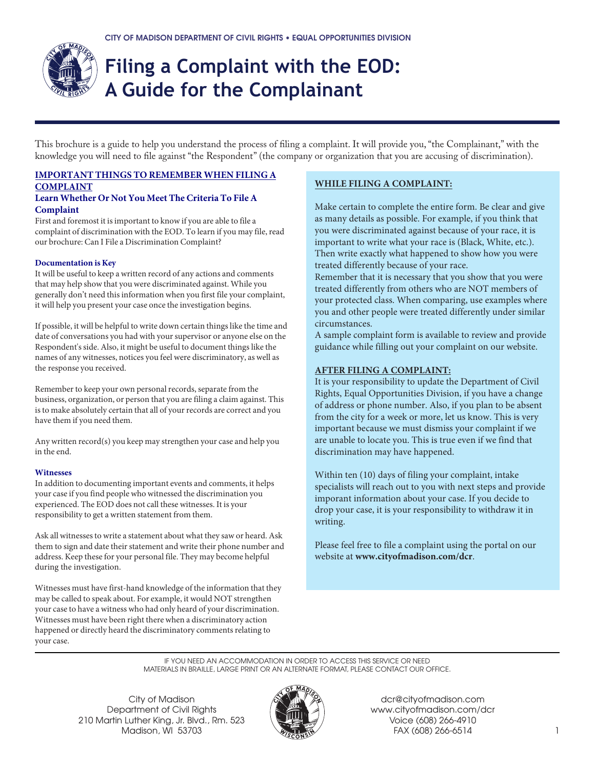CITY OF MADISON DEPARTMENT OF CIVIL RIGHTS • EQUAL OPPORTUNITIES DIVISION

# Filing a Complaint with the EOD: A Guide for the Complainant

This brochure is a guide to help you understand the process of filing a complaint. It will provide you, "the Complainant," with the knowledge you will need to file against "the Respondent" (the company or organization that you are accusing of discrimination).

## IMPORTANT THINGS TO REMEMBER WHEN FILING A COMPLAINT

### Learn Whether Or Not You Meet The Criteria To File A Complaint

First and foremost it is important to know if you are able to file a complaint of discrimination with the EOD. To learn if you may file, read our brochure: Can I File a Discrimination Complaint?

#### Documentation is Key

It will be useful to keep a written record of any actions and comments that may help show that you were discriminated against. While you generally don't need this information when you first file your complaint, it will help you present your case once the investigation begins.

If possible, it will be helpful to write down certain things like the time and date of conversations you had with your supervisor or anyone else on the Respondent's side. Also, it might be useful to document things like the names of any witnesses, notices you feel were discriminatory, as well as the response you received.

Remember to keep your own personal records, separate from the business, organization, or person that you are filing a claim against. This is to make absolutely certain that all of your records are correct and you have them if you need them.

Any written record(s) you keep may strengthen your case and help you in the end.

#### Witnesses

In addition to documenting important events and comments, it helps your case if you find people who witnessed the discrimination you experienced. The EOD does not call these witnesses. It is your responsibility to get a written statement from them.

Ask all witnesses to write a statement about what they saw or heard. Ask them to sign and date their statement and write their phone number and address. Keep these for your personal file. They may become helpful during the investigation.

Witnesses must have first-hand knowledge of the information that they may be called to speak about. For example, it would NOT strengthen your case to have a witness who had only heard of your discrimination. Witnesses must have been right there when a discriminatory action happened or directly heard the discriminatory comments relating to your case.

## WHILE FILING A COMPLAINT:

Make certain to complete the entire form. Be clear and give as many details as possible. For example, if you think that you were discriminated against because of your race, it is important to write what your race is (Black, White, etc.). Then write exactly what happened to show how you were treated differently because of your race.

Remember that it is necessary that you show that you were treated differently from others who are NOT members of your protected class. When comparing, use examples where you and other people were treated differently under similar circumstances.

A sample complaint form is available to review and provide guidance while filling out your complaint on our website.

## AFTER FILING A COMPLAINT:

It is your responsibility to update the Department of Civil Rights, Equal Opportunities Division, if you have a change of address or phone number. Also, if you plan to be absent from the city for a week or more, let us know. This is very important because we must dismiss your complaint if we are unable to locate you. This is true even if we find that discrimination may have happened.

Within ten (10) days of filing your complaint, intake specialists will reach out to you with next steps and provide imporant information about your case. If you decide to drop your case, it is your responsibility to withdraw it in writing.

Please feel free to file a complaint using the portal on our website at **www.cityofmadison.com/dcr**.

IF YOU NEED AN ACCOMMODATION IN ORDER TO ACCESS THIS SERVICE OR NEED MATERIALS IN BRAILLE, LARGE PRINT OR AN ALTERNATE FORMAT, PLEASE CONTACT OUR OFFICE.

City of Madison
Department of Civil Rights
210 Martin Luther King, Jr. Blvd., Rm. 523
Madison, WI 53703

dcr@cityofmadison.com
www.cityofmadison.com/dcr
Voice (608) 266-4910
FAX (608) 266-6514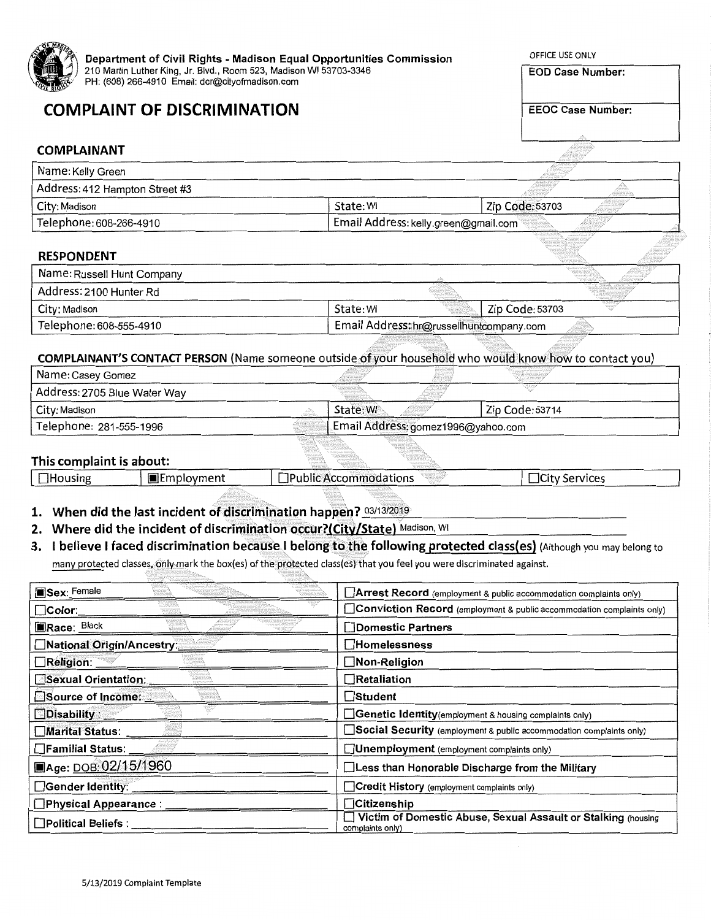**Department of Civil Rights - Madison Equal Opportunities Commission**
210 Martin Luther King, Jr. Blvd., Room 523, Madison WI 53703-3346
PH: (608) 266-4910 Email: dcr@cityofmadison.com

| OFFICE USE ONLY |
| --- |
| **EOD Case Number:** |
| **EEOC Case Number:** |

# COMPLAINT OF DISCRIMINATION

## COMPLAINANT

| Name: Kelly Green | | |
| --- | --- | --- |
| Address: 412 Hampton Street #3 | | |
| City: Madison | State: WI | Zip Code: 53703 |
| Telephone: 608-266-4910 | Email Address: kelly.green@gmail.com | |

## RESPONDENT

| Name: Russell Hunt Company | | |
| --- | --- | --- |
| Address: 2100 Hunter Rd | | |
| City: Madison | State: WI | Zip Code: 53703 |
| Telephone: 608-555-4910 | Email Address: hr@russellhuntcompany.com | |

## COMPLAINANT'S CONTACT PERSON (Name someone outside of your household who would know how to contact you)

| Name: Casey Gomez | | |
| --- | --- | --- |
| Address: 2705 Blue Water Way | | |
| City: Madison | State: WI | Zip Code: 53714 |
| Telephone: 281-555-1996 | Email Address: gomez1996@yahoo.com | |

## This complaint is about:

| ☐Housing | ■Employment | ☐Public Accommodations | ☐City Services |
| --- | --- | --- | --- |

1. **When did the last incident of discrimination happen?** 03/13/2019
2. **Where did the incident of discrimination occur?(City/State)** Madison, WI
3. **I believe I faced discrimination because I belong to the following protected class(es)** (Although you may belong to many protected classes, only mark the box(es) of the protected class(es) that you feel you were discriminated against.

| | |
| --- | --- |
| ■**Sex:** Female | ☐**Arrest Record** (employment & public accommodation complaints only) |
| ☐**Color:** | ☐**Conviction Record** (employment & public accommodation complaints only) |
| ■**Race:** Black | ☐**Domestic Partners** |
| ☐**National Origin/Ancestry:** | ☐**Homelessness** |
| ☐**Religion:** | ☐**Non-Religion** |
| ☐**Sexual Orientation:** | ☐**Retaliation** |
| ☐**Source of Income:** | ☐**Student** |
| ☐**Disability:** | ☐**Genetic Identity** (employment & housing complaints only) |
| ☐**Marital Status:** | ☐**Social Security** (employment & public accommodation complaints only) |
| ☐**Familial Status:** | ☐**Unemployment** (employment complaints only) |
| ■**Age:** DOB: 02/15/1960 | ☐**Less than Honorable Discharge from the Military** |
| ☐**Gender Identity:** | ☐**Credit History** (employment complaints only) |
| ☐**Physical Appearance:** | ☐**Citizenship** |
| ☐**Political Beliefs:** | ☐ **Victim of Domestic Abuse, Sexual Assault or Stalking** (housing complaints only) |

5/13/2019 Complaint Template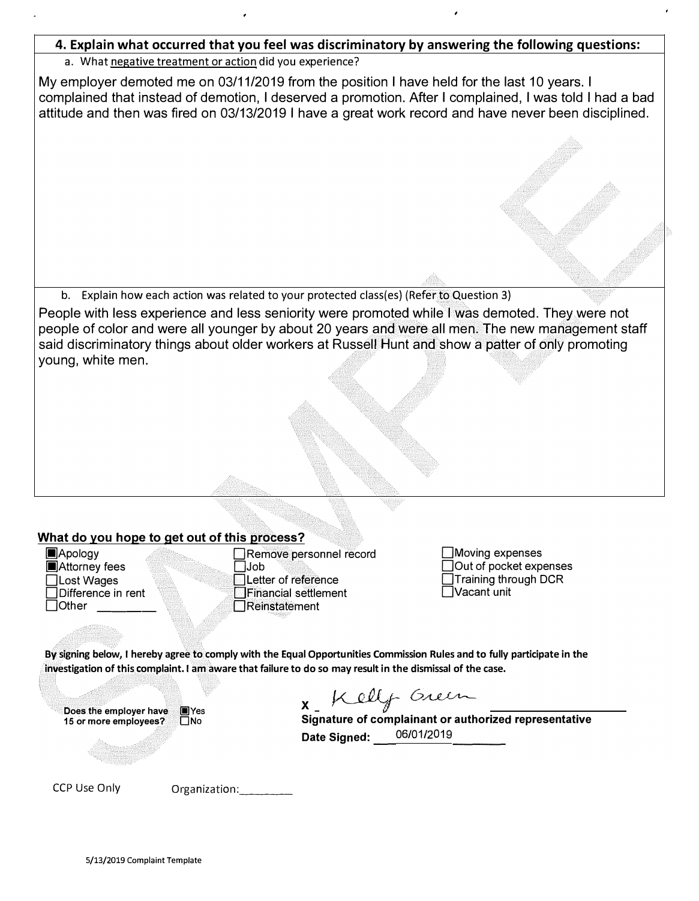## 4. Explain what occurred that you feel was discriminatory by answering the following questions:

a. What negative treatment or action did you experience?

My employer demoted me on 03/11/2019 from the position I have held for the last 10 years. I complained that instead of demotion, I deserved a promotion. After I complained, I was told I had a bad attitude and then was fired on 03/13/2019 I have a great work record and have never been disciplined.

b. Explain how each action was related to your protected class(es) (Refer to Question 3)

People with less experience and less seniority were promoted while I was demoted. They were not people of color and were all younger by about 20 years and were all men. The new management staff said discriminatory things about older workers at Russell Hunt and show a patter of only promoting young, white men.

**What do you hope to get out of this process?**

- [x] Apology
- [x] Attorney fees
- [ ] Lost Wages
- [ ] Difference in rent
- [ ] Other ________
- [ ] Remove personnel record
- [ ] Job
- [ ] Letter of reference
- [ ] Financial settlement
- [ ] Reinstatement
- [ ] Moving expenses
- [ ] Out of pocket expenses
- [ ] Training through DCR
- [ ] Vacant unit

**By signing below, I hereby agree to comply with the Equal Opportunities Commission Rules and to fully participate in the investigation of this complaint. I am aware that failure to do so may result in the dismissal of the case.**

**Does the employer have 15 or more employees?** [x] Yes [ ] No

X _Kelly Green_ ____________________

**Signature of complainant or authorized representative**

**Date Signed:** 06/01/2019

CCP Use Only Organization:________

5/13/2019 Complaint Template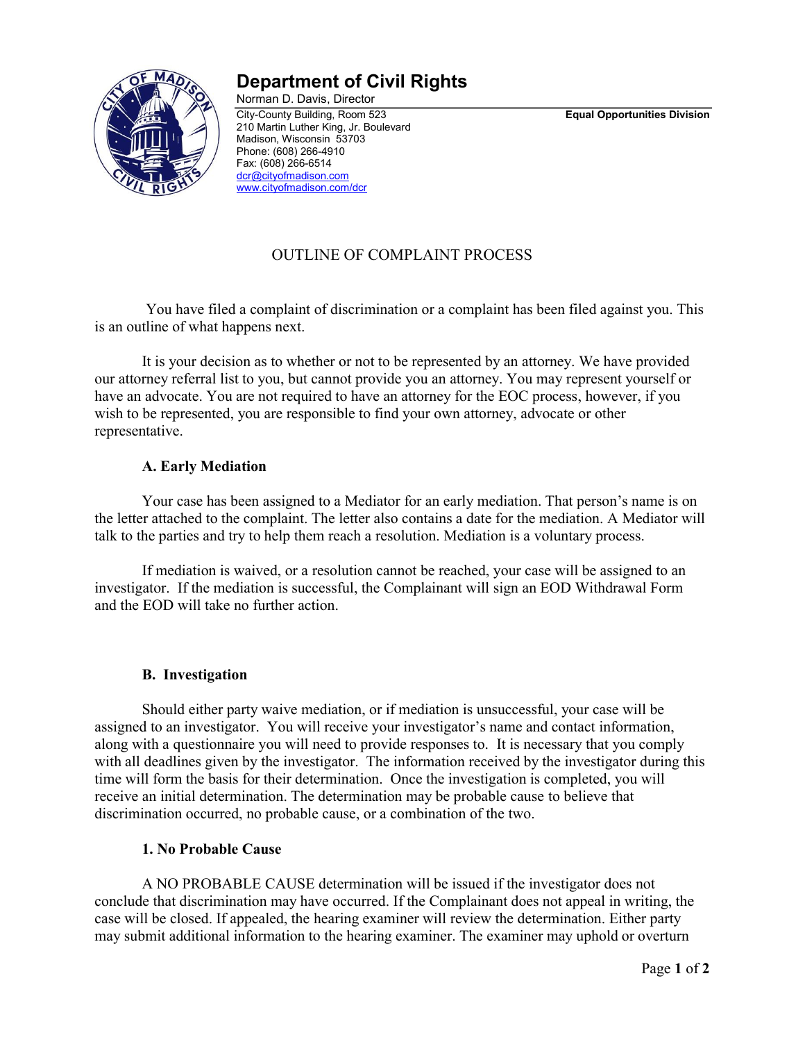# Department of Civil Rights

Norman D. Davis, Director

City-County Building, Room 523
210 Martin Luther King, Jr. Boulevard
Madison, Wisconsin 53703
Phone: (608) 266-4910
Fax: (608) 266-6514
dcr@cityofmadison.com
www.cityofmadison.com/dcr

**Equal Opportunities Division**

## OUTLINE OF COMPLAINT PROCESS

You have filed a complaint of discrimination or a complaint has been filed against you. This is an outline of what happens next.

It is your decision as to whether or not to be represented by an attorney. We have provided our attorney referral list to you, but cannot provide you an attorney. You may represent yourself or have an advocate. You are not required to have an attorney for the EOC process, however, if you wish to be represented, you are responsible to find your own attorney, advocate or other representative.

### A. Early Mediation

Your case has been assigned to a Mediator for an early mediation. That person's name is on the letter attached to the complaint. The letter also contains a date for the mediation. A Mediator will talk to the parties and try to help them reach a resolution. Mediation is a voluntary process.

If mediation is waived, or a resolution cannot be reached, your case will be assigned to an investigator. If the mediation is successful, the Complainant will sign an EOD Withdrawal Form and the EOD will take no further action.

### B. Investigation

Should either party waive mediation, or if mediation is unsuccessful, your case will be assigned to an investigator. You will receive your investigator's name and contact information, along with a questionnaire you will need to provide responses to. It is necessary that you comply with all deadlines given by the investigator. The information received by the investigator during this time will form the basis for their determination. Once the investigation is completed, you will receive an initial determination. The determination may be probable cause to believe that discrimination occurred, no probable cause, or a combination of the two.

#### 1. No Probable Cause

A NO PROBABLE CAUSE determination will be issued if the investigator does not conclude that discrimination may have occurred. If the Complainant does not appeal in writing, the case will be closed. If appealed, the hearing examiner will review the determination. Either party may submit additional information to the hearing examiner. The examiner may uphold or overturn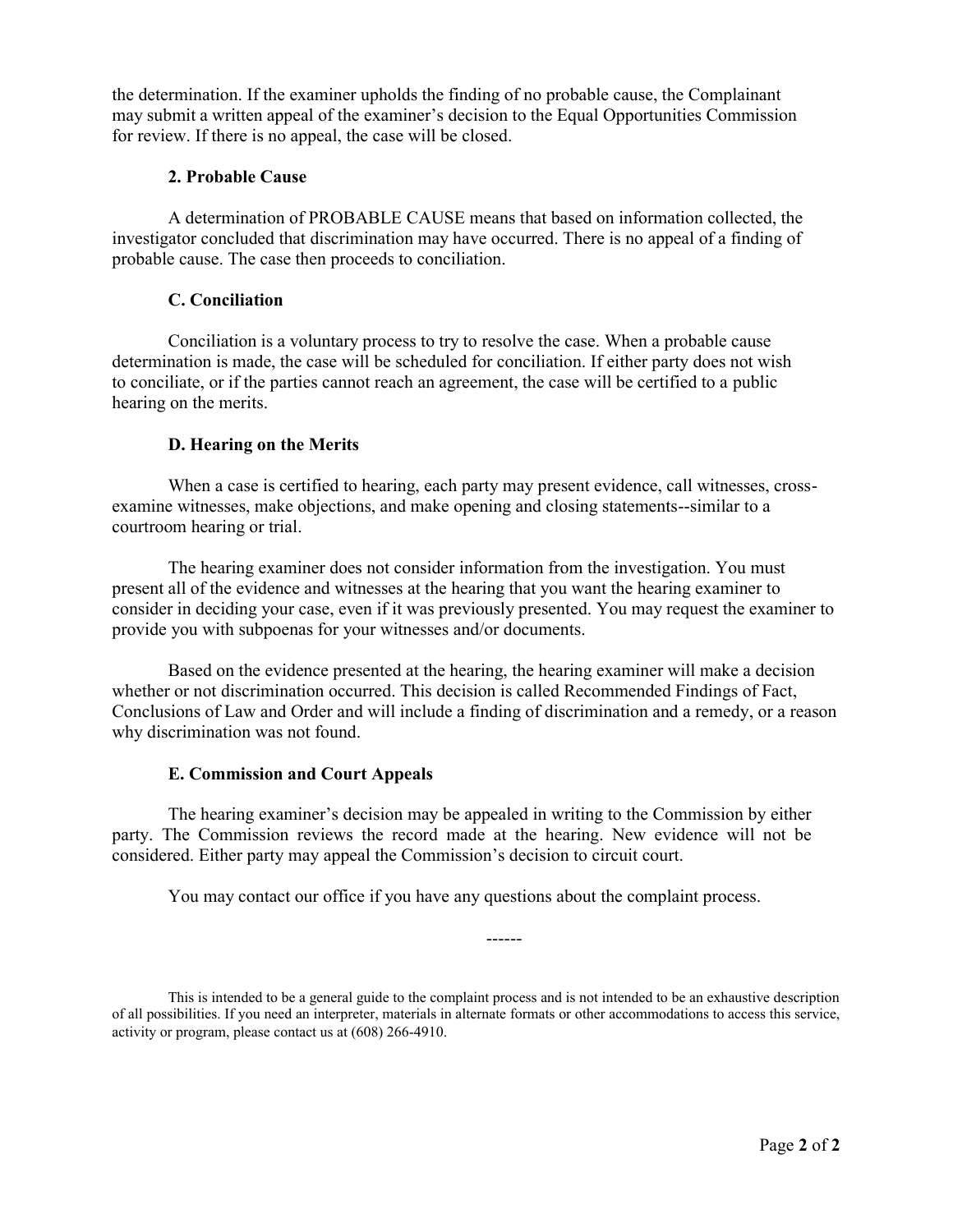the determination. If the examiner upholds the finding of no probable cause, the Complainant may submit a written appeal of the examiner's decision to the Equal Opportunities Commission for review. If there is no appeal, the case will be closed.

#### 2. Probable Cause

A determination of PROBABLE CAUSE means that based on information collected, the investigator concluded that discrimination may have occurred. There is no appeal of a finding of probable cause. The case then proceeds to conciliation.

### C. Conciliation

Conciliation is a voluntary process to try to resolve the case. When a probable cause determination is made, the case will be scheduled for conciliation. If either party does not wish to conciliate, or if the parties cannot reach an agreement, the case will be certified to a public hearing on the merits.

### D. Hearing on the Merits

When a case is certified to hearing, each party may present evidence, call witnesses, cross-examine witnesses, make objections, and make opening and closing statements--similar to a courtroom hearing or trial.

The hearing examiner does not consider information from the investigation. You must present all of the evidence and witnesses at the hearing that you want the hearing examiner to consider in deciding your case, even if it was previously presented. You may request the examiner to provide you with subpoenas for your witnesses and/or documents.

Based on the evidence presented at the hearing, the hearing examiner will make a decision whether or not discrimination occurred. This decision is called Recommended Findings of Fact, Conclusions of Law and Order and will include a finding of discrimination and a remedy, or a reason why discrimination was not found.

### E. Commission and Court Appeals

The hearing examiner's decision may be appealed in writing to the Commission by either party. The Commission reviews the record made at the hearing. New evidence will not be considered. Either party may appeal the Commission's decision to circuit court.

You may contact our office if you have any questions about the complaint process.

------

This is intended to be a general guide to the complaint process and is not intended to be an exhaustive description of all possibilities. If you need an interpreter, materials in alternate formats or other accommodations to access this service, activity or program, please contact us at (608) 266-4910.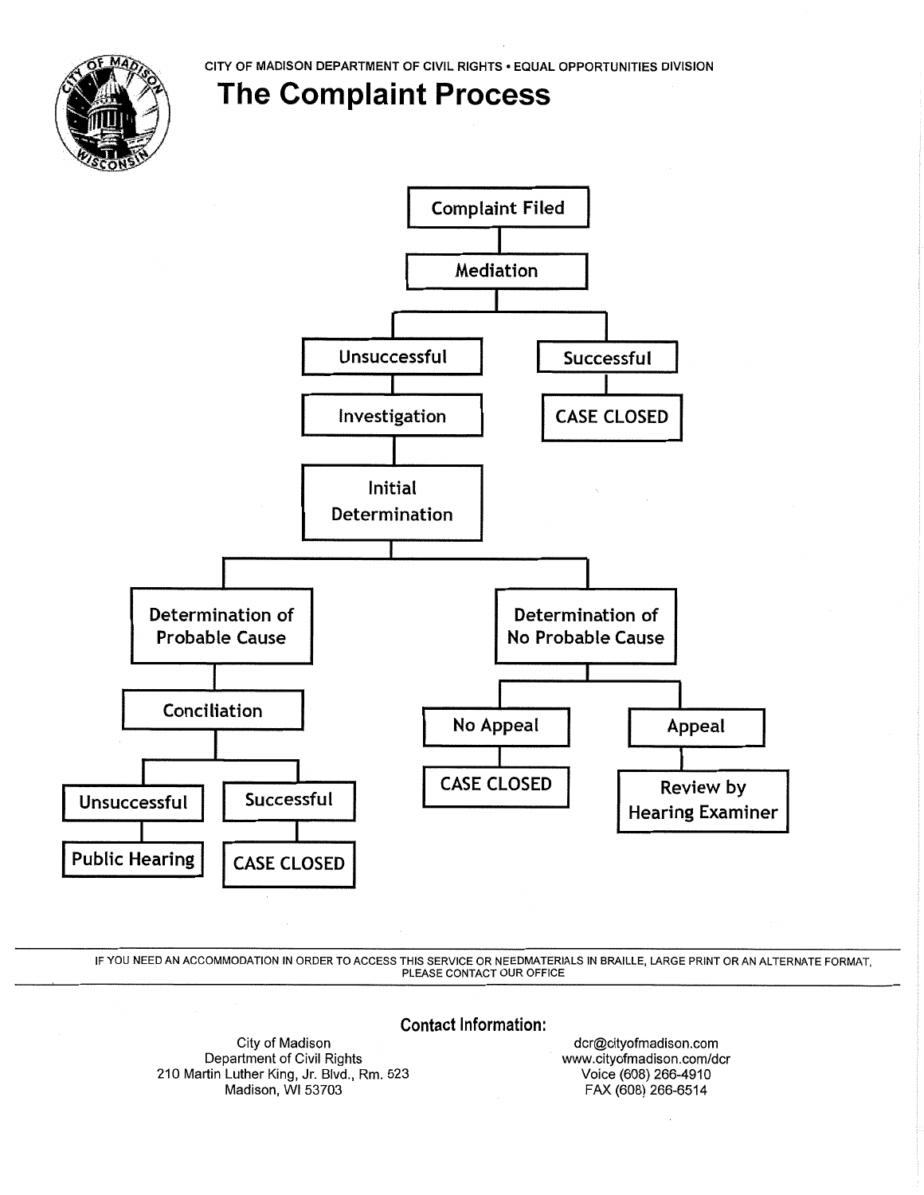CITY OF MADISON DEPARTMENT OF CIVIL RIGHTS • EQUAL OPPORTUNITIES DIVISION

# The Complaint Process

- Complaint Filed
  - Mediation
    - Unsuccessful
      - Investigation
        - Initial Determination
          - Determination of Probable Cause
            - Conciliation
              - Unsuccessful
                - Public Hearing
              - Successful
                - CASE CLOSED
          - Determination of No Probable Cause
            - No Appeal
              - CASE CLOSED
            - Appeal
              - Review by Hearing Examiner
    - Successful
      - CASE CLOSED

IF YOU NEED AN ACCOMMODATION IN ORDER TO ACCESS THIS SERVICE OR NEEDMATERIALS IN BRAILLE, LARGE PRINT OR AN ALTERNATE FORMAT, PLEASE CONTACT OUR OFFICE

**Contact Information:**

City of Madison
Department of Civil Rights
210 Martin Luther King, Jr. Blvd., Rm. 523
Madison, WI 53703

dcr@cityofmadison.com
www.cityofmadison.com/dcr
Voice (608) 266-4910
FAX (608) 266-6514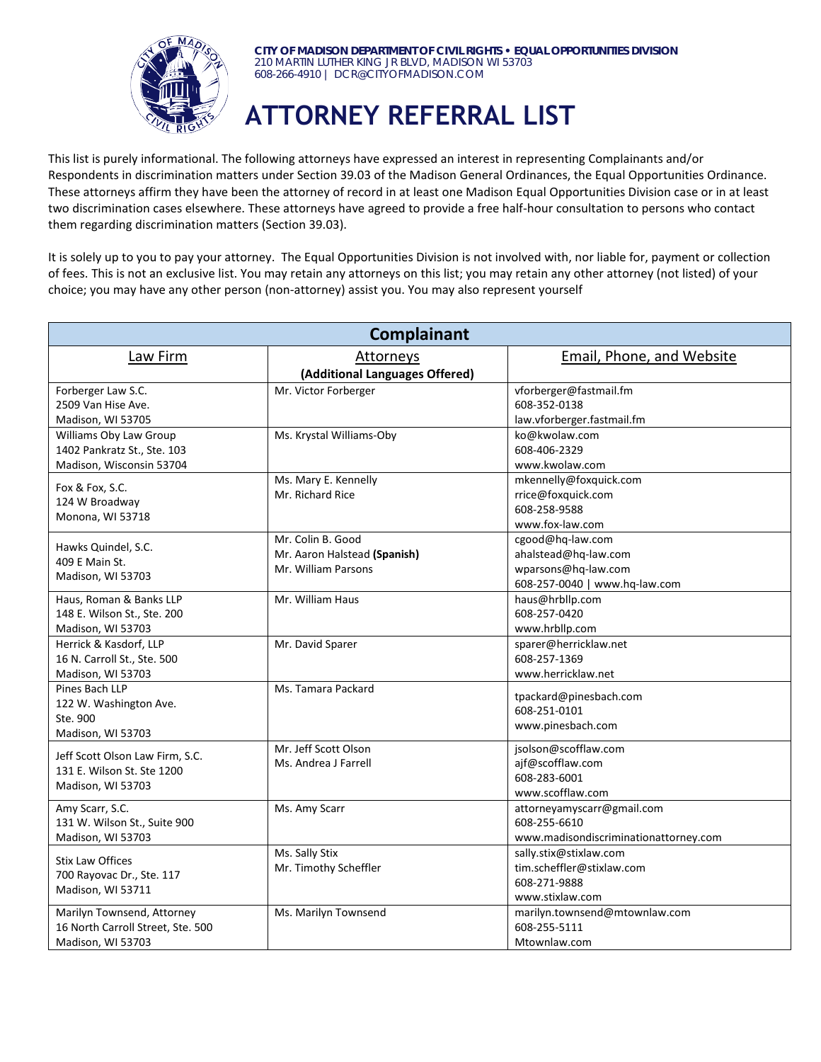**CITY OF MADISON DEPARTMENT OF CIVIL RIGHTS • EQUAL OPPORTUNITIES DIVISION**
210 MARTIN LUTHER KING JR BLVD, MADISON WI 53703
608-266-4910 | DCR@CITYOFMADISON.COM

# ATTORNEY REFERRAL LIST

This list is purely informational. The following attorneys have expressed an interest in representing Complainants and/or Respondents in discrimination matters under Section 39.03 of the Madison General Ordinances, the Equal Opportunities Ordinance. These attorneys affirm they have been the attorney of record in at least one Madison Equal Opportunities Division case or in at least two discrimination cases elsewhere. These attorneys have agreed to provide a free half-hour consultation to persons who contact them regarding discrimination matters (Section 39.03).

It is solely up to you to pay your attorney. The Equal Opportunities Division is not involved with, nor liable for, payment or collection of fees. This is not an exclusive list. You may retain any attorneys on this list; you may retain any other attorney (not listed) of your choice; you may have any other person (non-attorney) assist you. You may also represent yourself

| **Complainant** | | |
|---|---|---|
| Law Firm | Attorneys<br>**(Additional Languages Offered)** | Email, Phone, and Website |
| Forberger Law S.C.<br>2509 Van Hise Ave.<br>Madison, WI 53705 | Mr. Victor Forberger | vforberger@fastmail.fm<br>608-352-0138<br>law.vforberger.fastmail.fm |
| Williams Oby Law Group<br>1402 Pankratz St., Ste. 103<br>Madison, Wisconsin 53704 | Ms. Krystal Williams-Oby | ko@kwolaw.com<br>608-406-2329<br>www.kwolaw.com |
| Fox & Fox, S.C.<br>124 W Broadway<br>Monona, WI 53718 | Ms. Mary E. Kennelly<br>Mr. Richard Rice | mkennelly@foxquick.com<br>rrice@foxquick.com<br>608-258-9588<br>www.fox-law.com |
| Hawks Quindel, S.C.<br>409 E Main St.<br>Madison, WI 53703 | Mr. Colin B. Good<br>Mr. Aaron Halstead **(Spanish)**<br>Mr. William Parsons | cgood@hq-law.com<br>ahalstead@hq-law.com<br>wparsons@hq-law.com<br>608-257-0040 \| www.hq-law.com |
| Haus, Roman & Banks LLP<br>148 E. Wilson St., Ste. 200<br>Madison, WI 53703 | Mr. William Haus | haus@hrbllp.com<br>608-257-0420<br>www.hrbllp.com |
| Herrick & Kasdorf, LLP<br>16 N. Carroll St., Ste. 500<br>Madison, WI 53703 | Mr. David Sparer | sparer@herricklaw.net<br>608-257-1369<br>www.herricklaw.net |
| Pines Bach LLP<br>122 W. Washington Ave.<br>Ste. 900<br>Madison, WI 53703 | Ms. Tamara Packard | tpackard@pinesbach.com<br>608-251-0101<br>www.pinesbach.com |
| Jeff Scott Olson Law Firm, S.C.<br>131 E. Wilson St. Ste 1200<br>Madison, WI 53703 | Mr. Jeff Scott Olson<br>Ms. Andrea J Farrell | jsolson@scofflaw.com<br>ajf@scofflaw.com<br>608-283-6001<br>www.scofflaw.com |
| Amy Scarr, S.C.<br>131 W. Wilson St., Suite 900<br>Madison, WI 53703 | Ms. Amy Scarr | attorneyamyscarr@gmail.com<br>608-255-6610<br>www.madisondiscriminationattorney.com |
| Stix Law Offices<br>700 Rayovac Dr., Ste. 117<br>Madison, WI 53711 | Ms. Sally Stix<br>Mr. Timothy Scheffler | sally.stix@stixlaw.com<br>tim.scheffler@stixlaw.com<br>608-271-9888<br>www.stixlaw.com |
| Marilyn Townsend, Attorney<br>16 North Carroll Street, Ste. 500<br>Madison, WI 53703 | Ms. Marilyn Townsend | marilyn.townsend@mtownlaw.com<br>608-255-5111<br>Mtownlaw.com |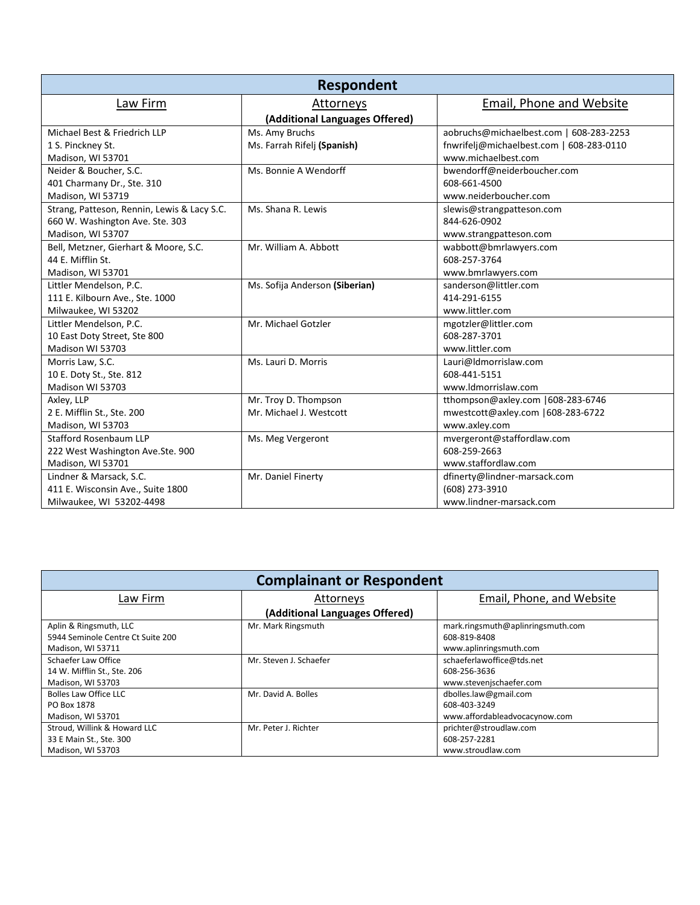| Respondent | | |
|---|---|---|
| Law Firm | Attorneys<br>**(Additional Languages Offered)** | Email, Phone and Website |
| Michael Best & Friedrich LLP<br>1 S. Pinckney St.<br>Madison, WI 53701 | Ms. Amy Bruchs<br>Ms. Farrah Rifelj **(Spanish)** | aobruchs@michaelbest.com \| 608-283-2253<br>fnwrifelj@michaelbest.com \| 608-283-0110<br>www.michaelbest.com |
| Neider & Boucher, S.C.<br>401 Charmany Dr., Ste. 310<br>Madison, WI 53719 | Ms. Bonnie A Wendorff | bwendorff@neiderboucher.com<br>608-661-4500<br>www.neiderboucher.com |
| Strang, Patteson, Rennin, Lewis & Lacy S.C.<br>660 W. Washington Ave. Ste. 303<br>Madison, WI 53707 | Ms. Shana R. Lewis | slewis@strangpatteson.com<br>844-626-0902<br>www.strangpatteson.com |
| Bell, Metzner, Gierhart & Moore, S.C.<br>44 E. Mifflin St.<br>Madison, WI 53701 | Mr. William A. Abbott | wabbott@bmrlawyers.com<br>608-257-3764<br>www.bmrlawyers.com |
| Littler Mendelson, P.C.<br>111 E. Kilbourn Ave., Ste. 1000<br>Milwaukee, WI 53202 | Ms. Sofija Anderson **(Siberian)** | sanderson@littler.com<br>414-291-6155<br>www.littler.com |
| Littler Mendelson, P.C.<br>10 East Doty Street, Ste 800<br>Madison WI 53703 | Mr. Michael Gotzler | mgotzler@littler.com<br>608-287-3701<br>www.littler.com |
| Morris Law, S.C.<br>10 E. Doty St., Ste. 812<br>Madison WI 53703 | Ms. Lauri D. Morris | Lauri@ldmorrislaw.com<br>608-441-5151<br>www.ldmorrislaw.com |
| Axley, LLP<br>2 E. Mifflin St., Ste. 200<br>Madison, WI 53703 | Mr. Troy D. Thompson<br>Mr. Michael J. Westcott | tthompson@axley.com \|608-283-6746<br>mwestcott@axley.com \|608-283-6722<br>www.axley.com |
| Stafford Rosenbaum LLP<br>222 West Washington Ave.Ste. 900<br>Madison, WI 53701 | Ms. Meg Vergeront | mvergeront@staffordlaw.com<br>608-259-2663<br>www.staffordlaw.com |
| Lindner & Marsack, S.C.<br>411 E. Wisconsin Ave., Suite 1800<br>Milwaukee, WI 53202-4498 | Mr. Daniel Finerty | dfinerty@lindner-marsack.com<br>(608) 273-3910<br>www.lindner-marsack.com |

| Complainant or Respondent | | |
|---|---|---|
| Law Firm | Attorneys<br>**(Additional Languages Offered)** | Email, Phone, and Website |
| Aplin & Ringsmuth, LLC<br>5944 Seminole Centre Ct Suite 200<br>Madison, WI 53711 | Mr. Mark Ringsmuth | mark.ringsmuth@aplinringsmuth.com<br>608-819-8408<br>www.aplinringsmuth.com |
| Schaefer Law Office<br>14 W. Mifflin St., Ste. 206<br>Madison, WI 53703 | Mr. Steven J. Schaefer | schaeferlawoffice@tds.net<br>608-256-3636<br>www.stevenjschaefer.com |
| Bolles Law Office LLC<br>PO Box 1878<br>Madison, WI 53701 | Mr. David A. Bolles | dbolles.law@gmail.com<br>608-403-3249<br>www.affordableadvocacynow.com |
| Stroud, Willink & Howard LLC<br>33 E Main St., Ste. 300<br>Madison, WI 53703 | Mr. Peter J. Richter | prichter@stroudlaw.com<br>608-257-2281<br>www.stroudlaw.com |